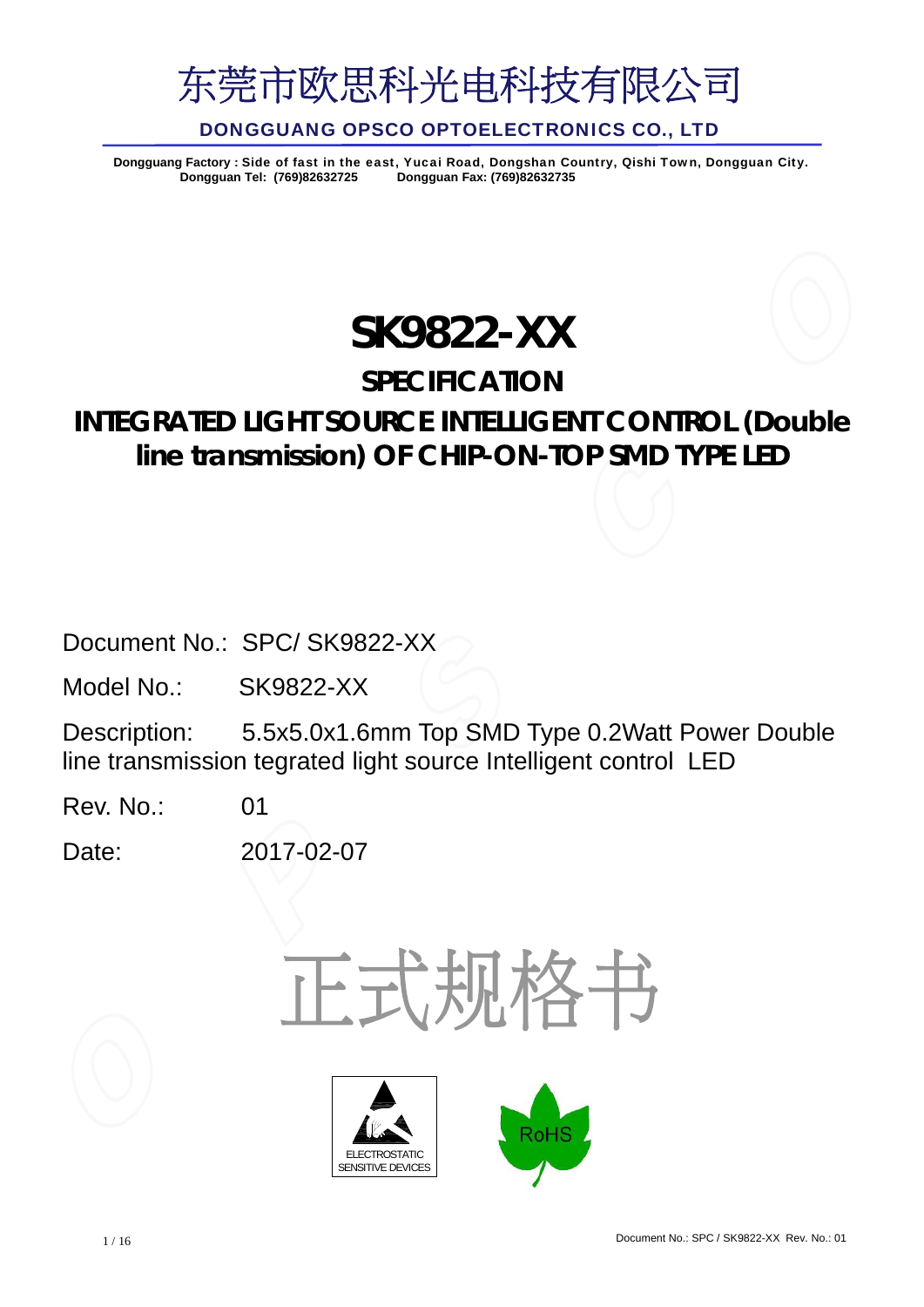# 东莞市欧思科光电科技有限公司

**DONGGUANG OPSCO OPTOELECTRONICS CO., LTD**

**Dongguang Factory : Side of fast in the east, Yucai Road, Dongshan Country, Qishi Town, Dongguan City.**
**Dongguan Tel: (769)82632725 Dongguan Fax: (769)82632735**

# SK9822-XX

## SPECIFICATION

## INTEGRATED LIGHT SOURCE INTELLIGENT CONTROL (Double line transmission) OF CHIP-ON-TOP SMD TYPE LED

Document No.: SPC/ SK9822-XX

Model No.: SK9822-XX

Description: 5.5x5.0x1.6mm Top SMD Type 0.2Watt Power Double line transmission tegrated light source Intelligent control LED

Rev. No.: 01

Date: 2017-02-07

正式规格书

ELECTROSTATIC SENSITIVE DEVICES

RoHS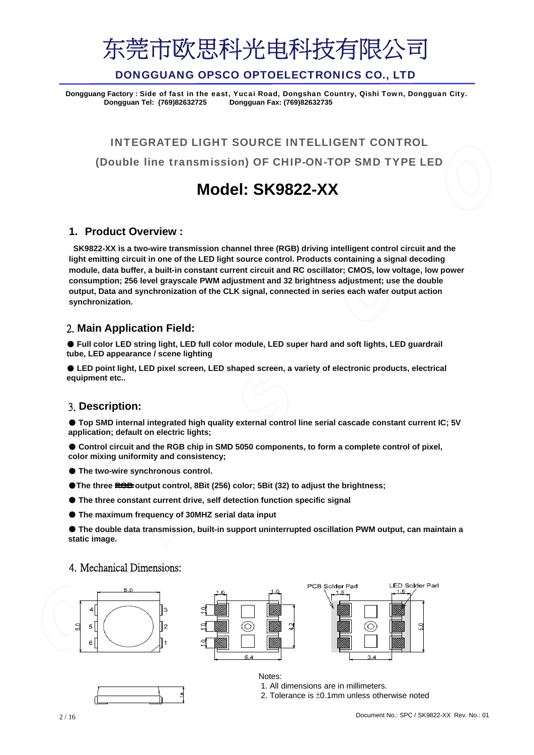# 东莞市欧思科光电科技有限公司

**DONGGUANG OPSCO OPTOELECTRONICS CO., LTD**

**Dongguang Factory : Side of fast in the east, Yucai Road, Dongshan Country, Qishi Town, Dongguan City.**
**Dongguan Tel: (769)82632725 Dongguan Fax: (769)82632735**

## INTEGRATED LIGHT SOURCE INTELLIGENT CONTROL (Double line transmission) OF CHIP-ON-TOP SMD TYPE LED

# Model: SK9822-XX

## 1. Product Overview :

**SK9822-XX is a two-wire transmission channel three (RGB) driving intelligent control circuit and the light emitting circuit in one of the LED light source control. Products containing a signal decoding module, data buffer, a built-in constant current circuit and RC oscillator; CMOS, low voltage, low power consumption; 256 level grayscale PWM adjustment and 32 brightness adjustment; use the double output, Data and synchronization of the CLK signal, connected in series each wafer output action synchronization.**

## 2. Main Application Field:

- **Full color LED string light, LED full color module, LED super hard and soft lights, LED guardrail tube, LED appearance / scene lighting**
- **LED point light, LED pixel screen, LED shaped screen, a variety of electronic products, electrical equipment etc..**

## 3. Description:

- **Top SMD internal integrated high quality external control line serial cascade constant current IC; 5V application; default on electric lights;**
- **Control circuit and the RGB chip in SMD 5050 components, to form a complete control of pixel, color mixing uniformity and consistency;**
- **The two-wire synchronous control.**
- **The three ~~RGB~~ output control, 8Bit (256) color; 5Bit (32) to adjust the brightness;**
- **The three constant current drive, self detection function specific signal**
- **The maximum frequency of 30MHZ serial data input**
- **The double data transmission, built-in support uninterrupted oscillation PWM output, can maintain a static image.**

## 4. Mechanical Dimensions:

Notes:
1. All dimensions are in millimeters.
2. Tolerance is ±0.1mm unless otherwise noted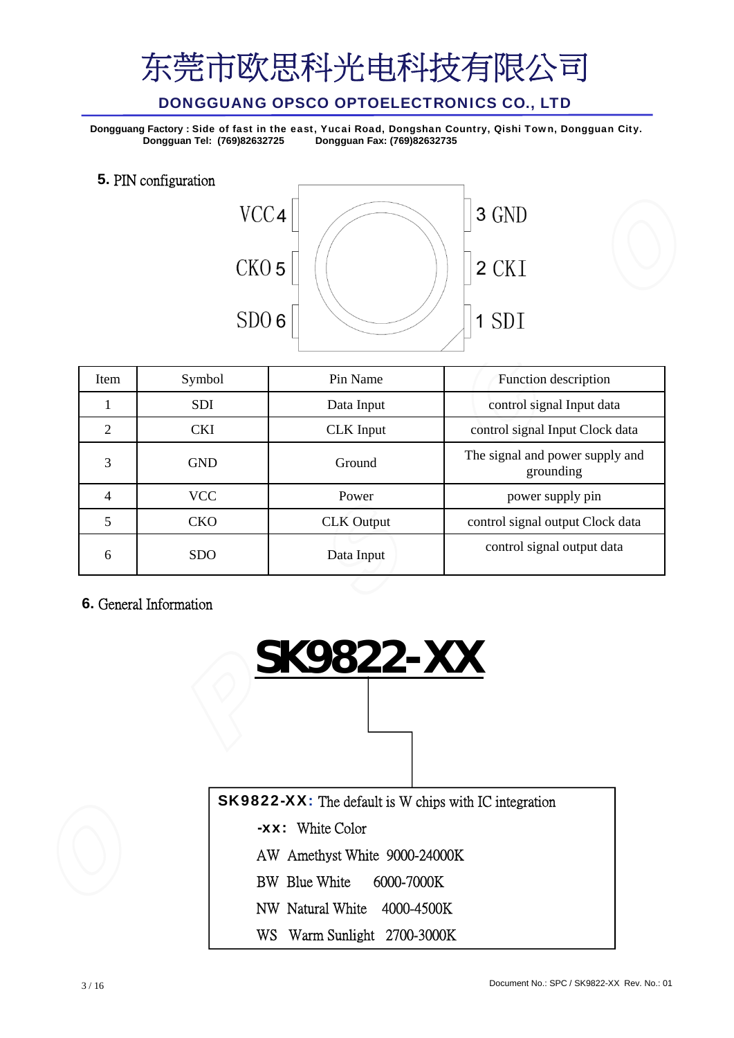# 东莞市欧思科光电科技有限公司

**DONGGUANG OPSCO OPTOELECTRONICS CO., LTD**

**Dongguang Factory : Side of fast in the east, Yucai Road, Dongshan Country, Qishi Town, Dongguan City.**
**Dongguan Tel: (769)82632725 Dongguan Fax: (769)82632735**

## 5. PIN configuration

VCC 4 | 3 GND

CKO 5 | 2 CKI

SDO 6 | 1 SDI

| Item | Symbol | Pin Name | Function description |
|---|---|---|---|
| 1 | SDI | Data Input | control signal Input data |
| 2 | CKI | CLK Input | control signal Input Clock data |
| 3 | GND | Ground | The signal and power supply and grounding |
| 4 | VCC | Power | power supply pin |
| 5 | CKO | CLK Output | control signal output Clock data |
| 6 | SDO | Data Input | control signal output data |

## 6. General Information

**SK9822-XX**

**SK9822-XX:** The default is W chips with IC integration

**-xx:** White Color

AW Amethyst White 9000-24000K

BW Blue White 6000-7000K

NW Natural White 4000-4500K

WS Warm Sunlight 2700-3000K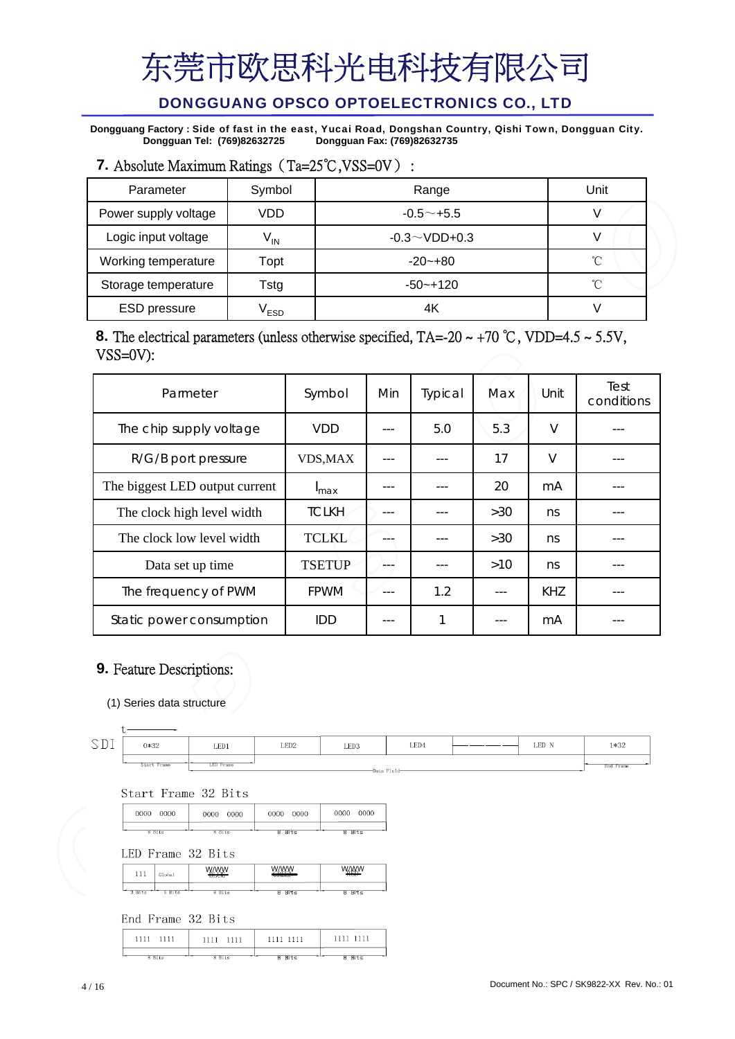# 东莞市欧思科光电科技有限公司

**DONGGUANG OPSCO OPTOELECTRONICS CO., LTD**

**Dongguang Factory : Side of fast in the east, Yucai Road, Dongshan Country, Qishi Town, Dongguan City.**
**Dongguan Tel: (769)82632725 Dongguan Fax: (769)82632735**

## 7. Absolute Maximum Ratings（Ta=25℃,VSS=0V）：

| Parameter | Symbol | Range | Unit |
|---|---|---|---|
| Power supply voltage | VDD | -0.5～+5.5 | V |
| Logic input voltage | $V_{IN}$ | -0.3～VDD+0.3 | V |
| Working temperature | Topt | -20~+80 | ℃ |
| Storage temperature | Tstg | -50~+120 | ℃ |
| ESD pressure | $V_{ESD}$ | 4K | V |

## 8. The electrical parameters (unless otherwise specified, TA=-20 ~ +70 ℃, VDD=4.5 ~ 5.5V, VSS=0V):

| Parmeter | Symbol | Min | Typical | Max | Unit | Test conditions |
|---|---|---|---|---|---|---|
| The chip supply voltage | VDD | --- | 5.0 | 5.3 | V | --- |
| R/G/B port pressure | VDS,MAX | --- | --- | 17 | V | --- |
| The biggest LED output current | $I_{max}$ | --- | --- | 20 | mA | --- |
| The clock high level width | TCLKH | --- | --- | >30 | ns | --- |
| The clock low level width | TCLKL | --- | --- | >30 | ns | --- |
| Data set up time | TSETUP | --- | --- | >10 | ns | --- |
| The frequency of PWM | FPWM | --- | 1.2 | --- | KHZ | --- |
| Static power consumption | IDD | --- | 1 | --- | mA | --- |

## 9. Feature Descriptions:

(1) Series data structure

SDI: | 0*32 | LED1 | LED2 | LED3 | LED4 | ———— | LED N | 1*32 |

Start Frame | LED Frame | Data Field | End Frame

Start Frame 32 Bits

| 0000 0000 | 0000 0000 | 0000 0000 | 0000 0000 |
|---|---|---|---|
| 8 Bits | 8 Bits | 8 Bits | 8 Bits |

LED Frame 32 Bits

| 111 | Global | WWWW BLUE | WWWW GREEN | WWWW RED |
|---|---|---|---|---|
| 3 Bits | 5 Bits | 8 Bits | 8 Bits | 8 Bits |

End Frame 32 Bits

| 1111 1111 | 1111 1111 | 1111 1111 | 1111 1111 |
|---|---|---|---|
| 8 Bits | 8 Bits | 8 Bits | 8 Bits |

Document No.: SPC / SK9822-XX Rev. No.: 01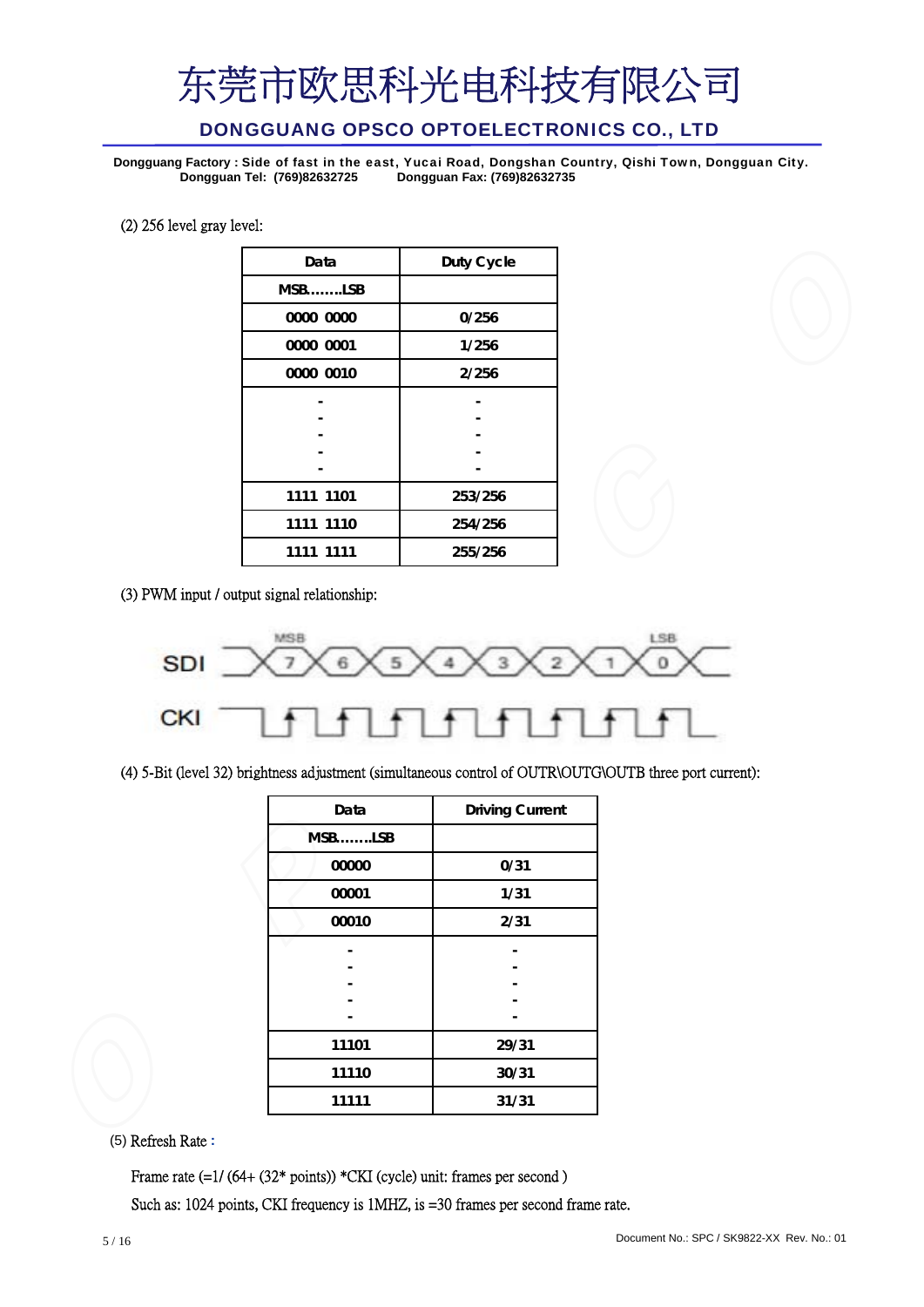(2) 256 level gray level:

| Data | Duty Cycle |
|---|---|
| MSB……..LSB | |
| 0000 0000 | 0/256 |
| 0000 0001 | 1/256 |
| 0000 0010 | 2/256 |
| -<br>-<br>-<br>-<br>- | -<br>-<br>-<br>-<br>- |
| 1111 1101 | 253/256 |
| 1111 1110 | 254/256 |
| 1111 1111 | 255/256 |

(3) PWM input / output signal relationship:

SDI MSB 7 6 5 4 3 2 1 0 LSB

CKI

(4) 5-Bit (level 32) brightness adjustment (simultaneous control of OUTR\OUTG\OUTB three port current):

| Data | Driving Current |
|---|---|
| MSB……..LSB | |
| 00000 | 0/31 |
| 00001 | 1/31 |
| 00010 | 2/31 |
| -<br>-<br>-<br>-<br>- | -<br>-<br>-<br>-<br>- |
| 11101 | 29/31 |
| 11110 | 30/31 |
| 11111 | 31/31 |

(5) Refresh Rate：

Frame rate (=1/ (64+ (32* points)) *CKI (cycle) unit: frames per second )

Such as: 1024 points, CKI frequency is 1MHZ, is =30 frames per second frame rate.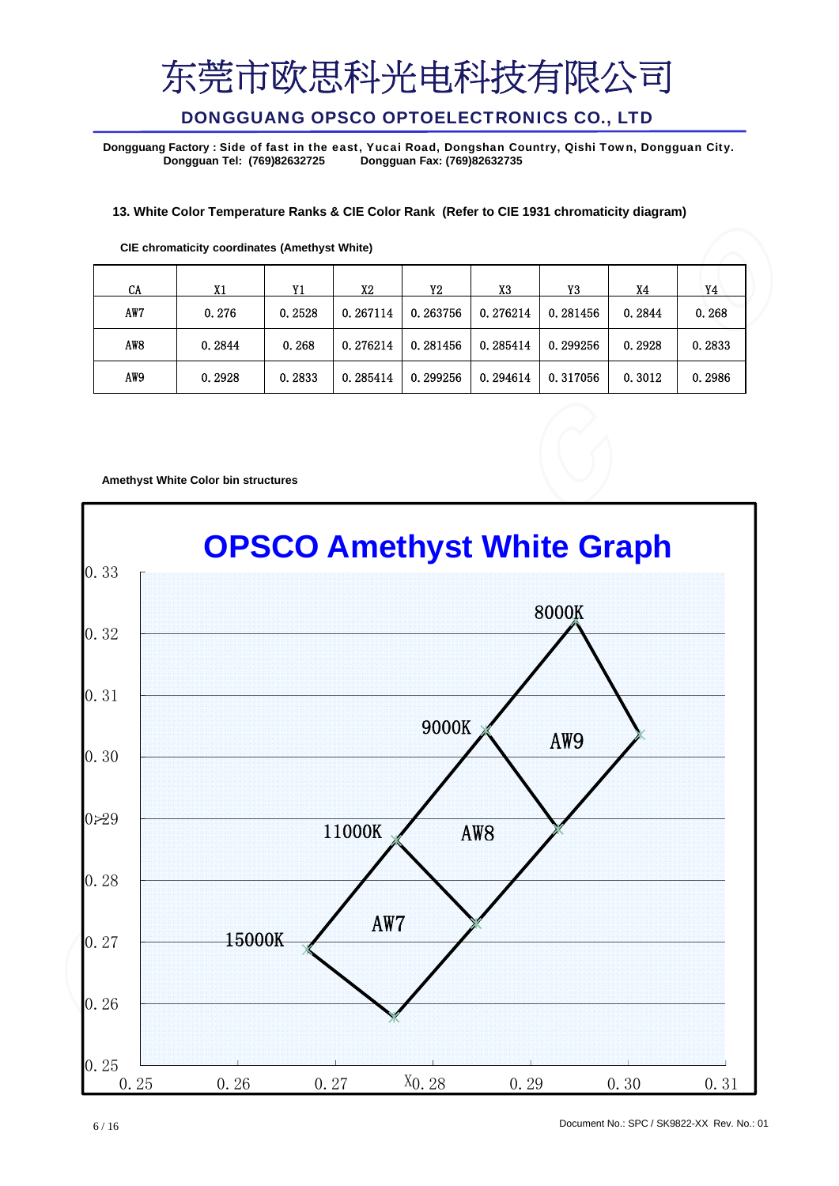# 东莞市欧思科光电科技有限公司

**DONGGUANG OPSCO OPTOELECTRONICS CO., LTD**

**Dongguang Factory : Side of fast in the east, Yucai Road, Dongshan Country, Qishi Town, Dongguan City.**
**Dongguan Tel: (769)82632725 Dongguan Fax: (769)82632735**

### 13. White Color Temperature Ranks & CIE Color Rank (Refer to CIE 1931 chromaticity diagram)

**CIE chromaticity coordinates (Amethyst White)**

| CA | X1 | Y1 | X2 | Y2 | X3 | Y3 | X4 | Y4 |
|---|---|---|---|---|---|---|---|---|
| AW7 | 0.276 | 0.2528 | 0.267114 | 0.263756 | 0.276214 | 0.281456 | 0.2844 | 0.268 |
| AW8 | 0.2844 | 0.268 | 0.276214 | 0.281456 | 0.285414 | 0.299256 | 0.2928 | 0.2833 |
| AW9 | 0.2928 | 0.2833 | 0.285414 | 0.299256 | 0.294614 | 0.317056 | 0.3012 | 0.2986 |

**Amethyst White Color bin structures**

**OPSCO Amethyst White Graph**

(Graph: Y axis 0.25–0.33, X axis 0.25–0.31; bins AW7, AW8, AW9; color temperature labels 15000K, 11000K, 9000K, 8000K)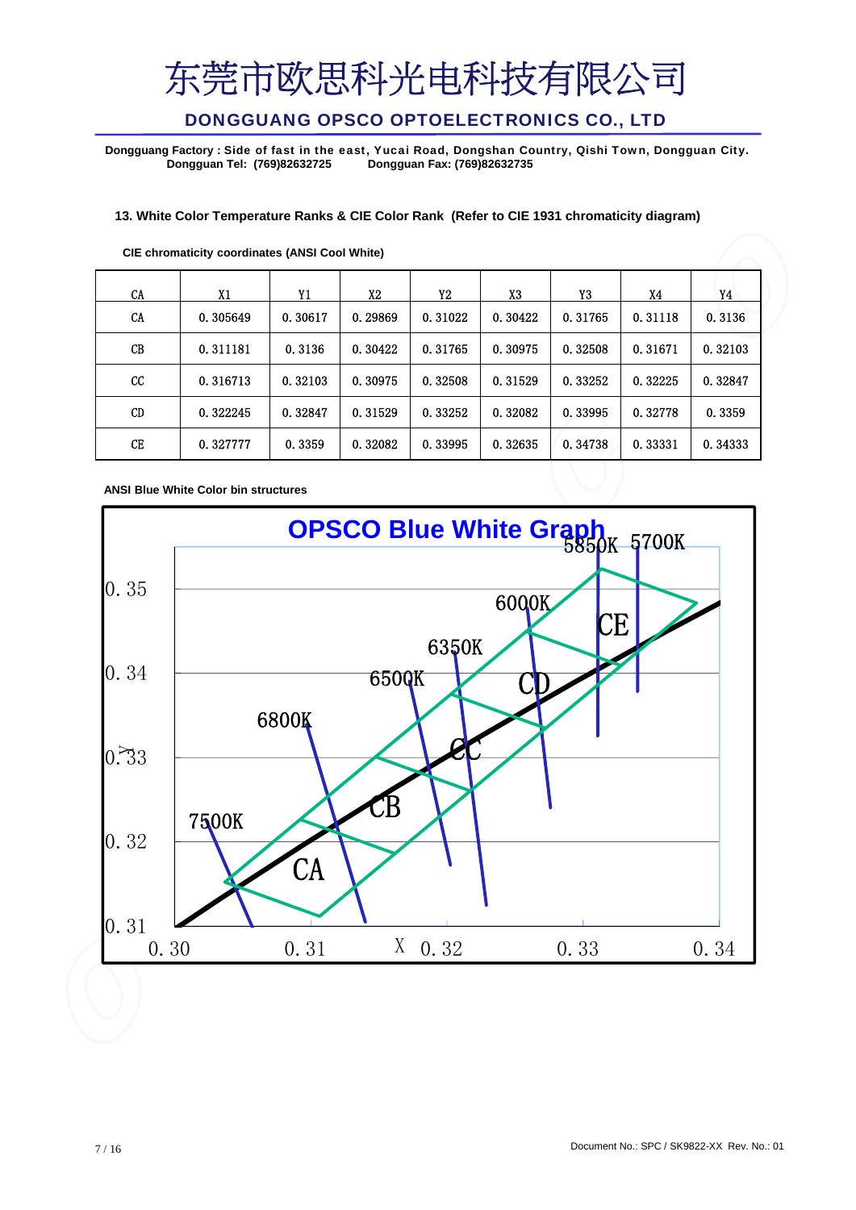# 东莞市欧思科光电科技有限公司

**DONGGUANG OPSCO OPTOELECTRONICS CO., LTD**

**Dongguang Factory : Side of fast in the east, Yucai Road, Dongshan Country, Qishi Town, Dongguan City.**
**Dongguan Tel: (769)82632725 Dongguan Fax: (769)82632735**

### 13. White Color Temperature Ranks & CIE Color Rank (Refer to CIE 1931 chromaticity diagram)

**CIE chromaticity coordinates (ANSI Cool White)**

| CA | X1 | Y1 | X2 | Y2 | X3 | Y3 | X4 | Y4 |
|---|---|---|---|---|---|---|---|---|
| CA | 0.305649 | 0.30617 | 0.29869 | 0.31022 | 0.30422 | 0.31765 | 0.31118 | 0.3136 |
| CB | 0.311181 | 0.3136 | 0.30422 | 0.31765 | 0.30975 | 0.32508 | 0.31671 | 0.32103 |
| CC | 0.316713 | 0.32103 | 0.30975 | 0.32508 | 0.31529 | 0.33252 | 0.32225 | 0.32847 |
| CD | 0.322245 | 0.32847 | 0.31529 | 0.33252 | 0.32082 | 0.33995 | 0.32778 | 0.3359 |
| CE | 0.327777 | 0.3359 | 0.32082 | 0.33995 | 0.32635 | 0.34738 | 0.33331 | 0.34333 |

**ANSI Blue White Color bin structures**

OPSCO Blue White Graph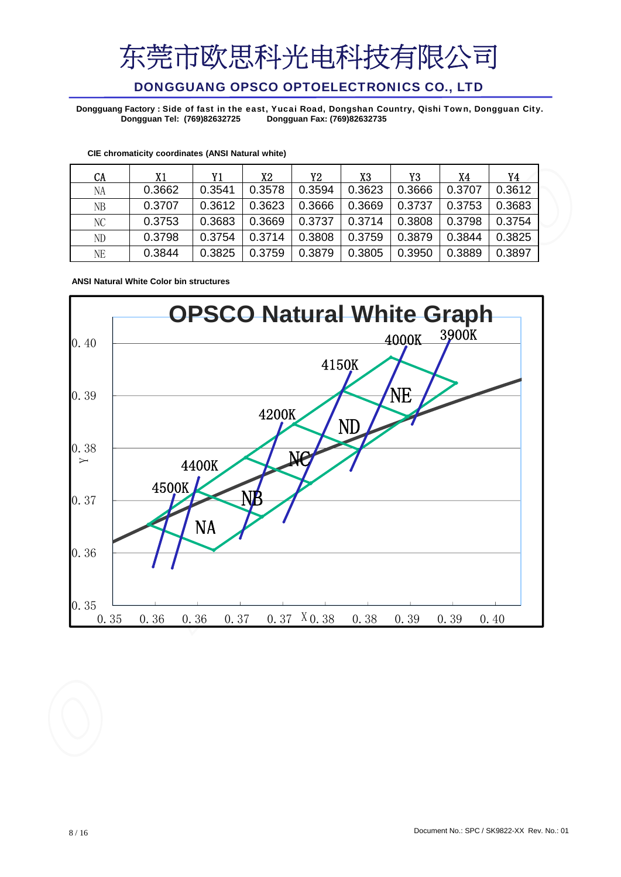# 东莞市欧思科光电科技有限公司

## DONGGUANG OPSCO OPTOELECTRONICS CO., LTD

**Dongguang Factory : Side of fast in the east, Yucai Road, Dongshan Country, Qishi Town, Dongguan City.**
**Dongguan Tel: (769)82632725 Dongguan Fax: (769)82632735**

**CIE chromaticity coordinates (ANSI Natural white)**

| CA | X1 | Y1 | X2 | Y2 | X3 | Y3 | X4 | Y4 |
|---|---|---|---|---|---|---|---|---|
| NA | 0.3662 | 0.3541 | 0.3578 | 0.3594 | 0.3623 | 0.3666 | 0.3707 | 0.3612 |
| NB | 0.3707 | 0.3612 | 0.3623 | 0.3666 | 0.3669 | 0.3737 | 0.3753 | 0.3683 |
| NC | 0.3753 | 0.3683 | 0.3669 | 0.3737 | 0.3714 | 0.3808 | 0.3798 | 0.3754 |
| ND | 0.3798 | 0.3754 | 0.3714 | 0.3808 | 0.3759 | 0.3879 | 0.3844 | 0.3825 |
| NE | 0.3844 | 0.3825 | 0.3759 | 0.3879 | 0.3805 | 0.3950 | 0.3889 | 0.3897 |

**ANSI Natural White Color bin structures**

OPSCO Natural White Graph

4500K 4400K 4200K 4150K 4000K 3900K
NA NB NC ND NE

Y: 0.35 0.36 0.37 0.38 0.39 0.40
X: 0.35 0.36 0.36 0.37 0.37 0.38 0.38 0.39 0.39 0.40

Document No.: SPC / SK9822-XX Rev. No.: 01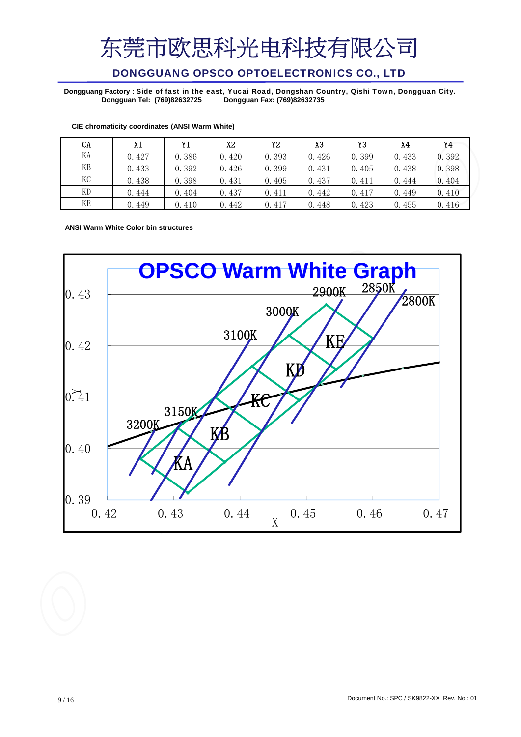# 东莞市欧思科光电科技有限公司

**DONGGUANG OPSCO OPTOELECTRONICS CO., LTD**

**Dongguang Factory : Side of fast in the east, Yucai Road, Dongshan Country, Qishi Town, Dongguan City.**
**Dongguan Tel: (769)82632725 Dongguan Fax: (769)82632735**

**CIE chromaticity coordinates (ANSI Warm White)**

| CA | X1 | Y1 | X2 | Y2 | X3 | Y3 | X4 | Y4 |
|---|---|---|---|---|---|---|---|---|
| KA | 0.427 | 0.386 | 0.420 | 0.393 | 0.426 | 0.399 | 0.433 | 0.392 |
| KB | 0.433 | 0.392 | 0.426 | 0.399 | 0.431 | 0.405 | 0.438 | 0.398 |
| KC | 0.438 | 0.398 | 0.431 | 0.405 | 0.437 | 0.411 | 0.444 | 0.404 |
| KD | 0.444 | 0.404 | 0.437 | 0.411 | 0.442 | 0.417 | 0.449 | 0.410 |
| KE | 0.449 | 0.410 | 0.442 | 0.417 | 0.448 | 0.423 | 0.455 | 0.416 |

**ANSI Warm White Color bin structures**

OPSCO Warm White Graph

(Chart: Y axis 0.39–0.43; X axis 0.42–0.47; isotherm lines labeled 3200K, 3150K, 3100K, 3000K, 2900K, 2850K, 2800K; bins KA, KB, KC, KD, KE)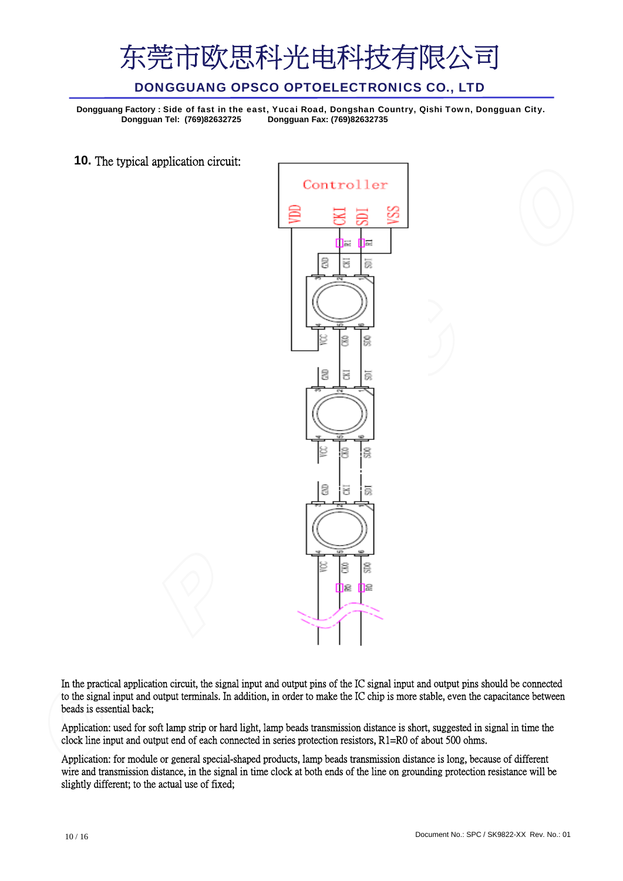**10.** The typical application circuit:

In the practical application circuit, the signal input and output pins of the IC signal input and output pins should be connected to the signal input and output terminals. In addition, in order to make the IC chip is more stable, even the capacitance between beads is essential back;

Application: used for soft lamp strip or hard light, lamp beads transmission distance is short, suggested in signal in time the clock line input and output end of each connected in series protection resistors, R1=R0 of about 500 ohms.

Application: for module or general special-shaped products, lamp beads transmission distance is long, because of different wire and transmission distance, in the signal in time clock at both ends of the line on grounding protection resistance will be slightly different; to the actual use of fixed;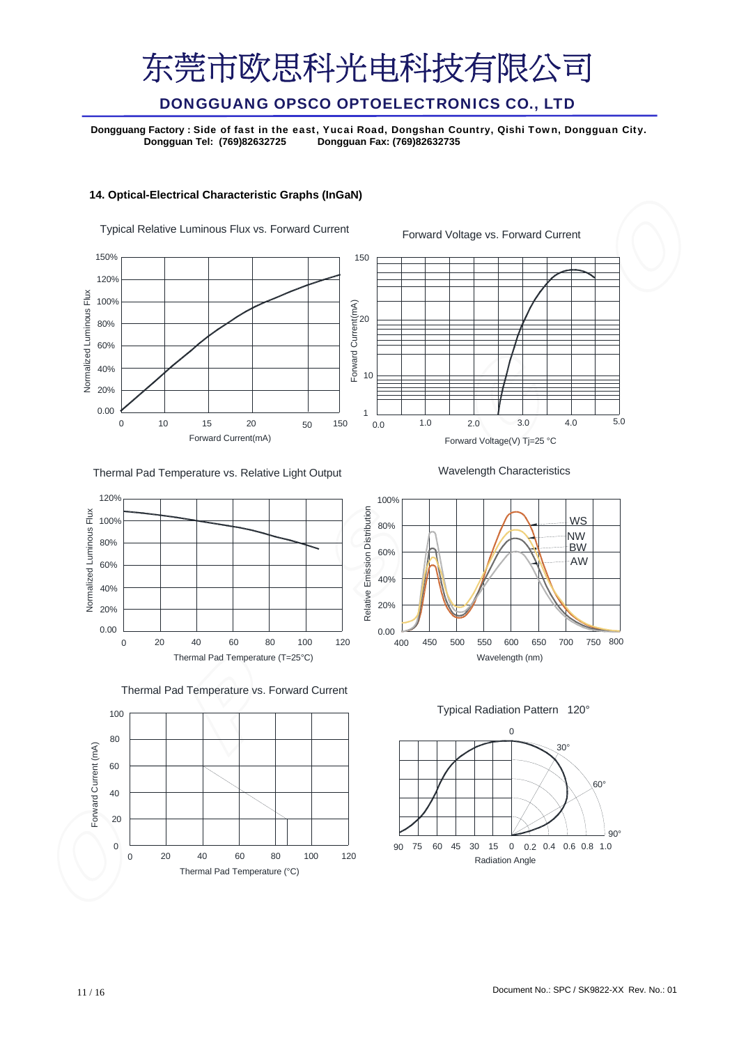# 东莞市欧思科光电科技有限公司

## DONGGUANG OPSCO OPTOELECTRONICS CO., LTD

**Dongguang Factory : Side of fast in the east, Yucai Road, Dongshan Country, Qishi Town, Dongguan City.**
**Dongguan Tel: (769)82632725  Dongguan Fax: (769)82632735**

### 14. Optical-Electrical Characteristic Graphs (InGaN)

Typical Relative Luminous Flux vs. Forward Current

Normalized Luminous Flux: 0.00, 20%, 40%, 60%, 80%, 100%, 120%, 150%
Forward Current(mA): 0, 10, 15, 20, 50, 150

Forward Voltage vs. Forward Current

Forward Current(mA): 1, 10, 20, 150
Forward Voltage(V) Tj=25 °C: 0.0, 1.0, 2.0, 3.0, 4.0, 5.0

Thermal Pad Temperature vs. Relative Light Output

Normalized Luminous Flux: 0.00, 20%, 40%, 60%, 80%, 100%, 120%
Thermal Pad Temperature (T=25°C): 0, 20, 40, 60, 80, 100, 120

Wavelength Characteristics

Relative Emission Distribution: 0.00, 20%, 40%, 60%, 80%, 100%
Wavelength (nm): 400, 450, 500, 550, 600, 650, 700, 750, 800
WS, NW, BW, AW

Thermal Pad Temperature vs. Forward Current

Forward Current (mA): 0, 20, 40, 60, 80, 100
Thermal Pad Temperature (°C): 0, 20, 40, 60, 80, 100, 120

Typical Radiation Pattern 120°

0, 30°, 60°, 90°
Radiation Angle: 90, 75, 60, 45, 30, 15, 0, 0.2, 0.4, 0.6, 0.8, 1.0

Document No.: SPC / SK9822-XX Rev. No.: 01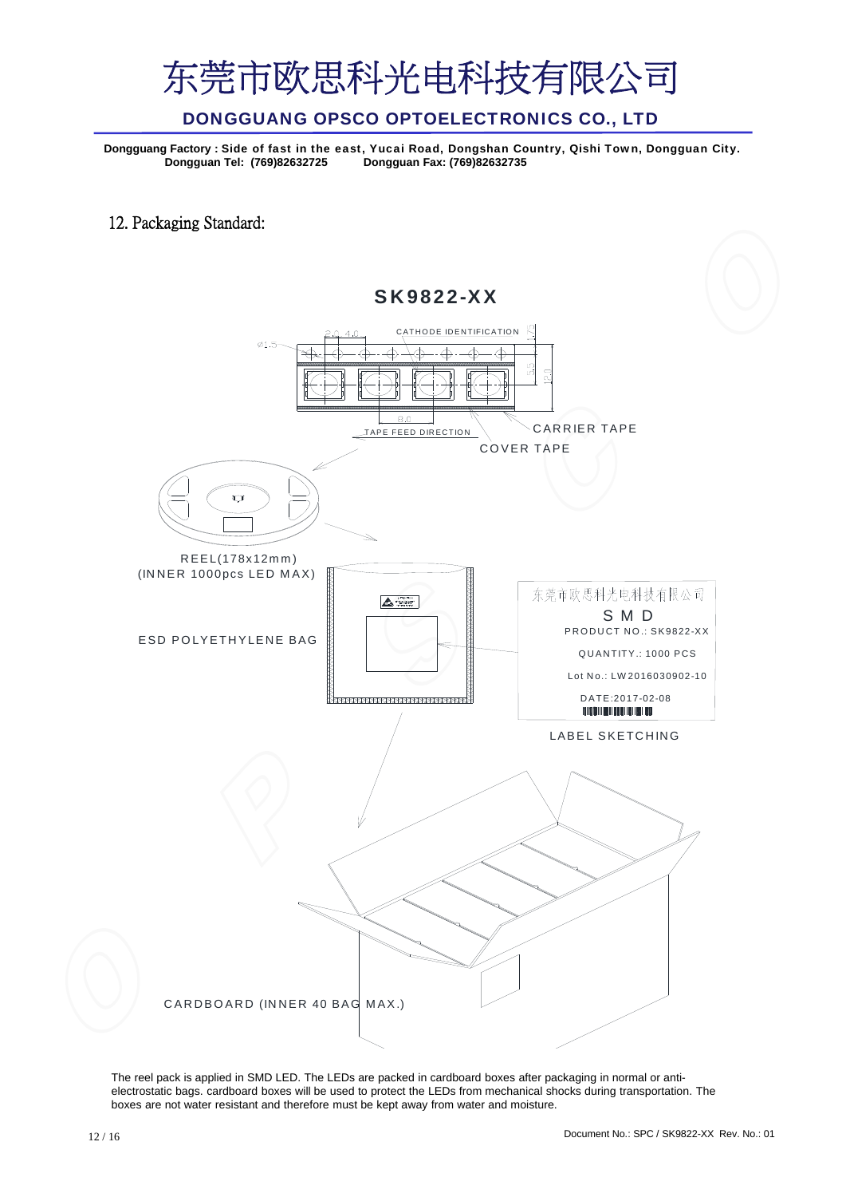# 东莞市欧思科光电科技有限公司

**DONGGUANG OPSCO OPTOELECTRONICS CO., LTD**

**Dongguang Factory : Side of fast in the east, Yucai Road, Dongshan Country, Qishi Town, Dongguan City.**
**Dongguan Tel: (769)82632725 Dongguan Fax: (769)82632735**

## 12. Packaging Standard:

**SK9822-XX**

CATHODE IDENTIFICATION

Ø1.5

2.0 4.0

1.75

3.5

12.0

8.0

TAPE FEED DIRECTION

CARRIER TAPE

COVER TAPE

REEL(178x12mm)
(INNER 1000pcs LED MAX)

ESD POLYETHYLENE BAG

东莞市欧思科光电科技有限公司
SMD
PRODUCT NO.: SK9822-XX
QUANTITY.: 1000 PCS
Lot No.: LW2016030902-10
DATE:2017-02-08

LABEL SKETCHING

CARDBOARD (INNER 40 BAG MAX.)

The reel pack is applied in SMD LED. The LEDs are packed in cardboard boxes after packaging in normal or anti-electrostatic bags. cardboard boxes will be used to protect the LEDs from mechanical shocks during transportation. The boxes are not water resistant and therefore must be kept away from water and moisture.

Document No.: SPC / SK9822-XX Rev. No.: 01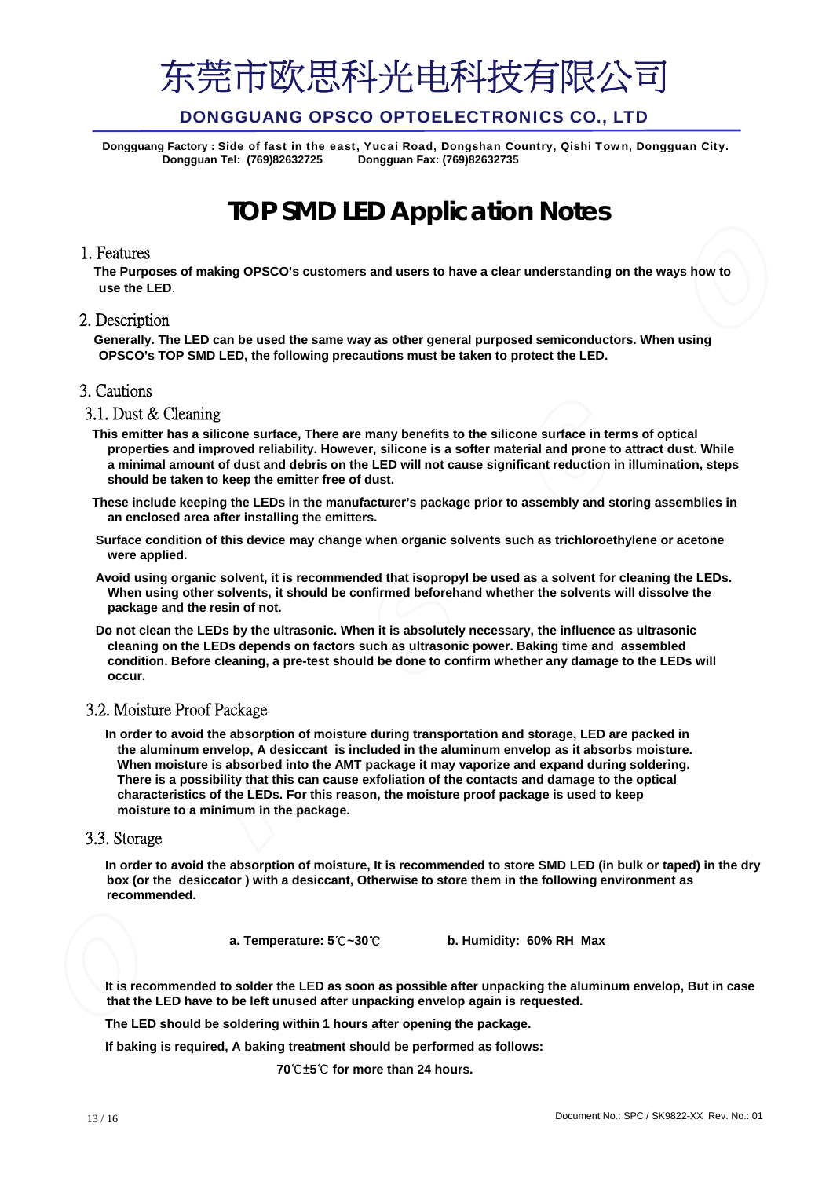# 东莞市欧思科光电科技有限公司

**DONGGUANG OPSCO OPTOELECTRONICS CO., LTD**

**Dongguang Factory : Side of fast in the east, Yucai Road, Dongshan Country, Qishi Town, Dongguan City.**
**Dongguan Tel: (769)82632725 Dongguan Fax: (769)82632735**

# TOP SMD LED Application Notes

## 1. Features

**The Purposes of making OPSCO's customers and users to have a clear understanding on the ways how to use the LED.**

## 2. Description

**Generally. The LED can be used the same way as other general purposed semiconductors. When using OPSCO's TOP SMD LED, the following precautions must be taken to protect the LED.**

## 3. Cautions

### 3.1. Dust & Cleaning

**This emitter has a silicone surface, There are many benefits to the silicone surface in terms of optical properties and improved reliability. However, silicone is a softer material and prone to attract dust. While a minimal amount of dust and debris on the LED will not cause significant reduction in illumination, steps should be taken to keep the emitter free of dust.**

**These include keeping the LEDs in the manufacturer's package prior to assembly and storing assemblies in an enclosed area after installing the emitters.**

**Surface condition of this device may change when organic solvents such as trichloroethylene or acetone were applied.**

**Avoid using organic solvent, it is recommended that isopropyl be used as a solvent for cleaning the LEDs. When using other solvents, it should be confirmed beforehand whether the solvents will dissolve the package and the resin of not.**

**Do not clean the LEDs by the ultrasonic. When it is absolutely necessary, the influence as ultrasonic cleaning on the LEDs depends on factors such as ultrasonic power. Baking time and assembled condition. Before cleaning, a pre-test should be done to confirm whether any damage to the LEDs will occur.**

### 3.2. Moisture Proof Package

**In order to avoid the absorption of moisture during transportation and storage, LED are packed in the aluminum envelop, A desiccant is included in the aluminum envelop as it absorbs moisture. When moisture is absorbed into the AMT package it may vaporize and expand during soldering. There is a possibility that this can cause exfoliation of the contacts and damage to the optical characteristics of the LEDs. For this reason, the moisture proof package is used to keep moisture to a minimum in the package.**

### 3.3. Storage

**In order to avoid the absorption of moisture, It is recommended to store SMD LED (in bulk or taped) in the dry box (or the desiccator ) with a desiccant, Otherwise to store them in the following environment as recommended.**

**a. Temperature: 5℃~30℃** **b. Humidity: 60% RH Max**

**It is recommended to solder the LED as soon as possible after unpacking the aluminum envelop, But in case that the LED have to be left unused after unpacking envelop again is requested.**

**The LED should be soldering within 1 hours after opening the package.**

**If baking is required, A baking treatment should be performed as follows:**

**70℃±5℃ for more than 24 hours.**

Document No.: SPC / SK9822-XX Rev. No.: 01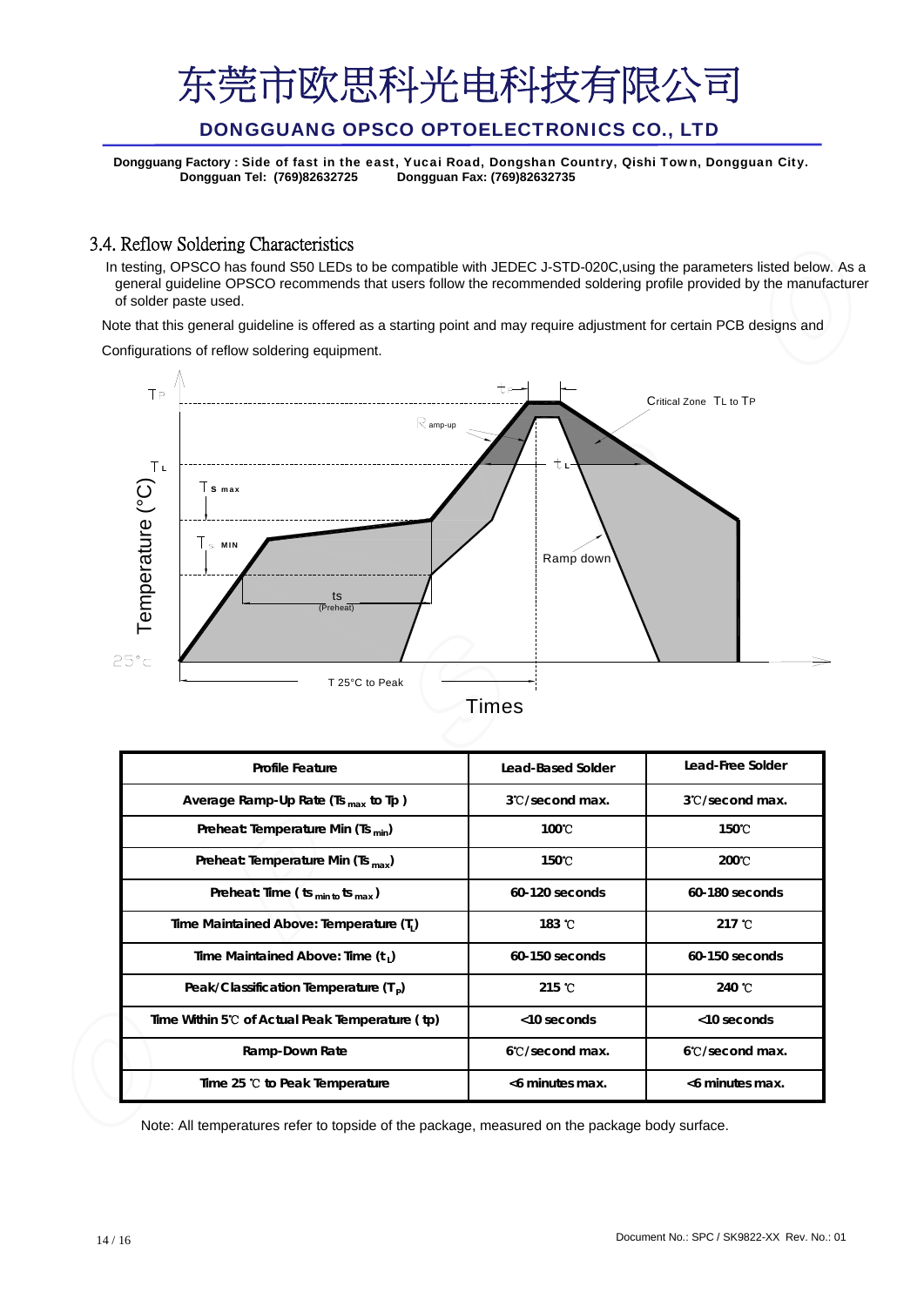# 东莞市欧思科光电科技有限公司

**DONGGUANG OPSCO OPTOELECTRONICS CO., LTD**

**Dongguang Factory : Side of fast in the east, Yucai Road, Dongshan Country, Qishi Town, Dongguan City.**
**Dongguan Tel: (769)82632725 Dongguan Fax: (769)82632735**

## 3.4. Reflow Soldering Characteristics

In testing, OPSCO has found S50 LEDs to be compatible with JEDEC J-STD-020C,using the parameters listed below. As a general guideline OPSCO recommends that users follow the recommended soldering profile provided by the manufacturer of solder paste used.

Note that this general guideline is offered as a starting point and may require adjustment for certain PCB designs and Configurations of reflow soldering equipment.

| Profile Feature | Lead-Based Solder | Lead-Free Solder |
|---|---|---|
| Average Ramp-Up Rate ($Ts_{max}$ to Tp ) | 3℃/second max. | 3℃/second max. |
| Preheat: Temperature Min ($Ts_{min}$) | 100℃ | 150℃ |
| Preheat: Temperature Min ($Ts_{max}$) | 150℃ | 200℃ |
| Preheat: Time ( $ts_{min\ to}$ $ts_{max}$ ) | 60-120 seconds | 60-180 seconds |
| Time Maintained Above: Temperature ($T_L$) | 183 ℃ | 217 ℃ |
| Time Maintained Above: Time ($t_L$) | 60-150 seconds | 60-150 seconds |
| Peak/Classification Temperature ($T_P$) | 215 ℃ | 240 ℃ |
| Time Within 5℃ of Actual Peak Temperature ( tp) | <10 seconds | <10 seconds |
| Ramp-Down Rate | 6℃/second max. | 6℃/second max. |
| Time 25 ℃ to Peak Temperature | <6 minutes max. | <6 minutes max. |

Note: All temperatures refer to topside of the package, measured on the package body surface.

Document No.: SPC / SK9822-XX Rev. No.: 01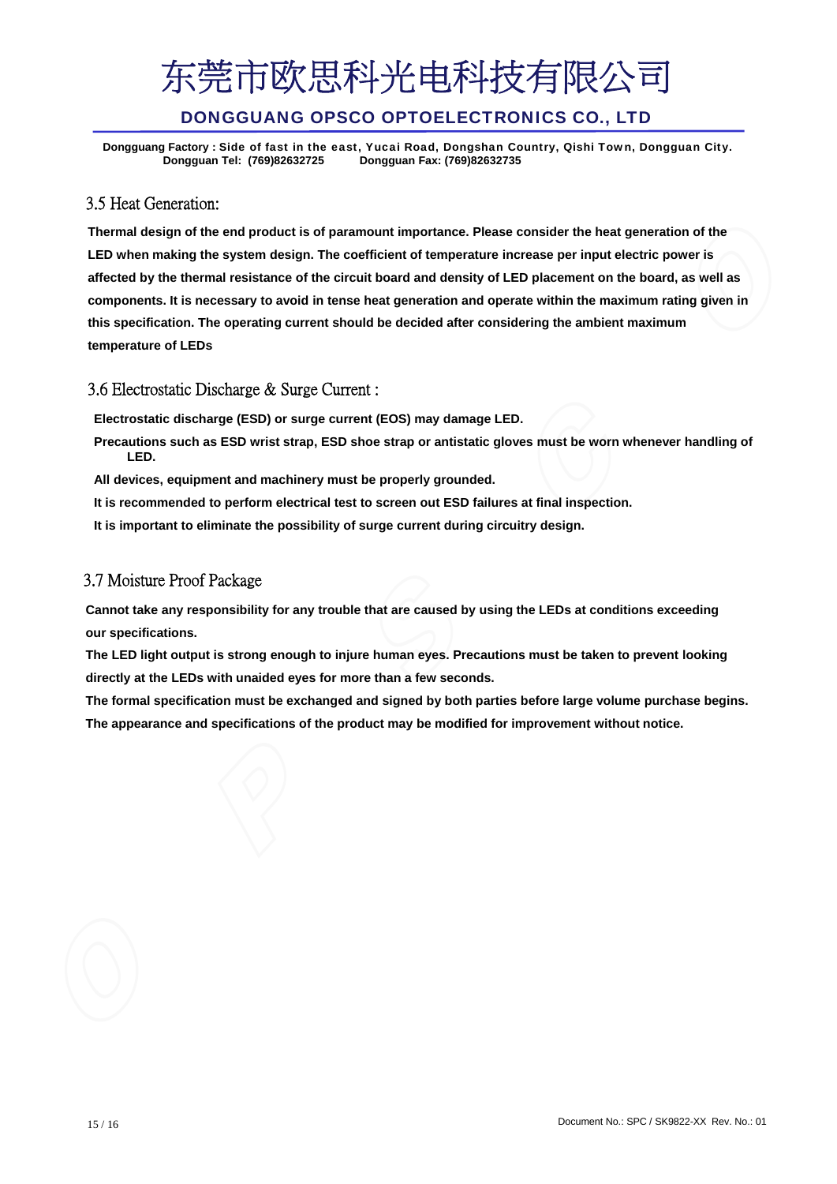## 3.5 Heat Generation:

**Thermal design of the end product is of paramount importance. Please consider the heat generation of the LED when making the system design. The coefficient of temperature increase per input electric power is affected by the thermal resistance of the circuit board and density of LED placement on the board, as well as components. It is necessary to avoid in tense heat generation and operate within the maximum rating given in this specification. The operating current should be decided after considering the ambient maximum temperature of LEDs**

## 3.6 Electrostatic Discharge & Surge Current :

**Electrostatic discharge (ESD) or surge current (EOS) may damage LED.**

**Precautions such as ESD wrist strap, ESD shoe strap or antistatic gloves must be worn whenever handling of LED.**

**All devices, equipment and machinery must be properly grounded.**

**It is recommended to perform electrical test to screen out ESD failures at final inspection.**

**It is important to eliminate the possibility of surge current during circuitry design.**

## 3.7 Moisture Proof Package

**Cannot take any responsibility for any trouble that are caused by using the LEDs at conditions exceeding our specifications.**

**The LED light output is strong enough to injure human eyes. Precautions must be taken to prevent looking directly at the LEDs with unaided eyes for more than a few seconds.**

**The formal specification must be exchanged and signed by both parties before large volume purchase begins.**

**The appearance and specifications of the product may be modified for improvement without notice.**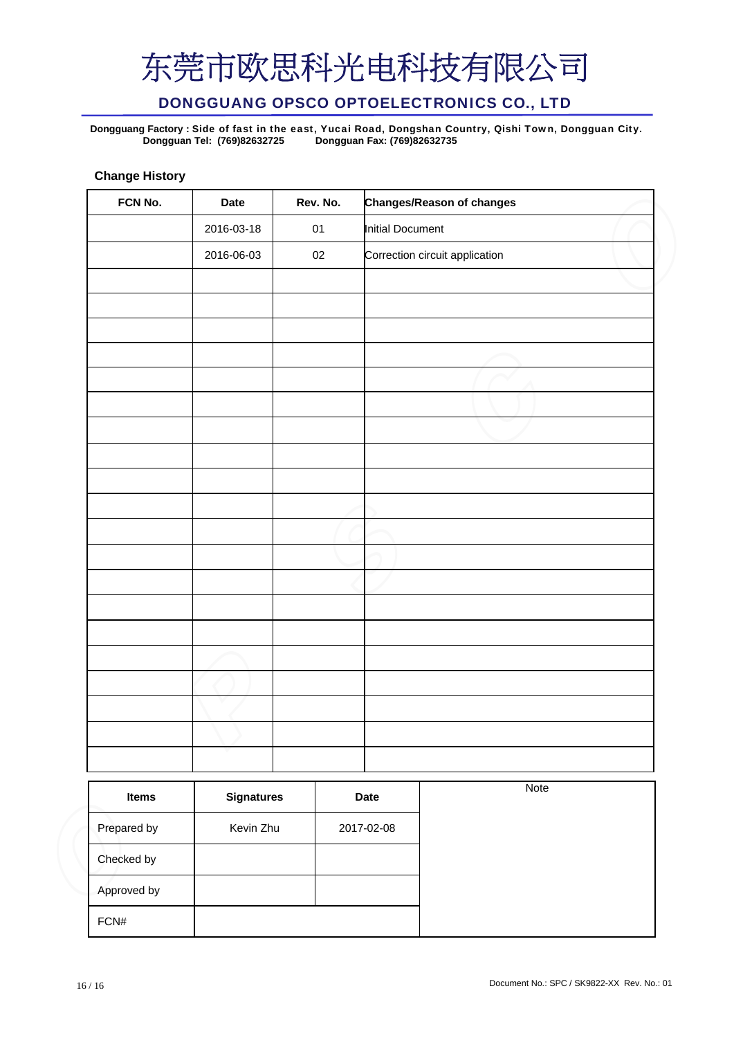# 东莞市欧思科光电科技有限公司

**DONGGUANG OPSCO OPTOELECTRONICS CO., LTD**

**Dongguang Factory : Side of fast in the east, Yucai Road, Dongshan Country, Qishi Town, Dongguan City.**
**Dongguan Tel: (769)82632725 Dongguan Fax: (769)82632735**

## Change History

| FCN No. | Date | Rev. No. | Changes/Reason of changes |
|---|---|---|---|
| | 2016-03-18 | 01 | Initial Document |
| | 2016-06-03 | 02 | Correction circuit application |
| | | | |
| | | | |
| | | | |
| | | | |
| | | | |
| | | | |
| | | | |
| | | | |
| | | | |
| | | | |
| | | | |
| | | | |
| | | | |
| | | | |
| | | | |
| | | | |
| | | | |
| | | | |
| | | | |
| | | | |

| Items | Signatures | Date | Note |
|---|---|---|---|
| Prepared by | Kevin Zhu | 2017-02-08 | |
| Checked by | | | |
| Approved by | | | |
| FCN# | | | |

Document No.: SPC / SK9822-XX Rev. No.: 01